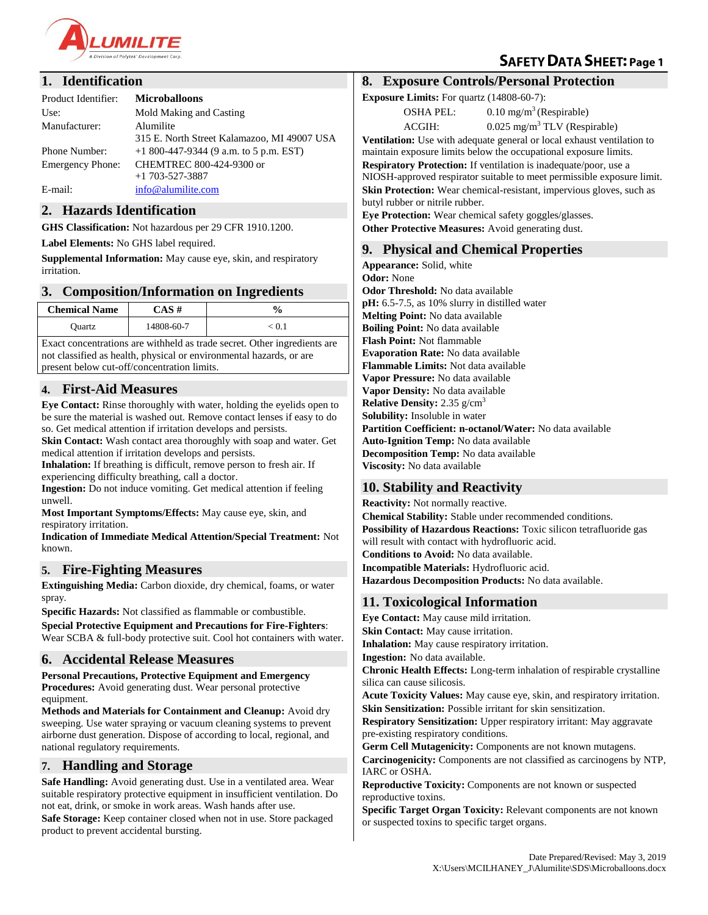# SAFETY DATA SHEET

## 1. Identification

| | |
|---|---|
| Product Identifier: | **Microballoons** |
| Use: | Mold Making and Casting |
| Manufacturer: | Alumilite<br>315 E. North Street Kalamazoo, MI 49007 USA |
| Phone Number: | +1 800-447-9344 (9 a.m. to 5 p.m. EST) |
| Emergency Phone: | CHEMTREC 800-424-9300 or<br>+1 703-527-3887 |
| E-mail: | info@alumilite.com |

## 2. Hazards Identification

**GHS Classification:** Not hazardous per 29 CFR 1910.1200.

**Label Elements:** No GHS label required.

**Supplemental Information:** May cause eye, skin, and respiratory irritation.

## 3. Composition/Information on Ingredients

| Chemical Name | CAS # | % |
|---|---|---|
| Quartz | 14808-60-7 | < 0.1 |

Exact concentrations are withheld as trade secret. Other ingredients are not classified as health, physical or environmental hazards, or are present below cut-off/concentration limits.

## 4. First-Aid Measures

**Eye Contact:** Rinse thoroughly with water, holding the eyelids open to be sure the material is washed out. Remove contact lenses if easy to do so. Get medical attention if irritation develops and persists.
**Skin Contact:** Wash contact area thoroughly with soap and water. Get medical attention if irritation develops and persists.
**Inhalation:** If breathing is difficult, remove person to fresh air. If experiencing difficulty breathing, call a doctor.
**Ingestion:** Do not induce vomiting. Get medical attention if feeling unwell.
**Most Important Symptoms/Effects:** May cause eye, skin, and respiratory irritation.
**Indication of Immediate Medical Attention/Special Treatment:** Not known.

## 5. Fire-Fighting Measures

**Extinguishing Media:** Carbon dioxide, dry chemical, foams, or water spray.

**Specific Hazards:** Not classified as flammable or combustible.

**Special Protective Equipment and Precautions for Fire-Fighters**: Wear SCBA & full-body protective suit. Cool hot containers with water.

## 6. Accidental Release Measures

**Personal Precautions, Protective Equipment and Emergency Procedures:** Avoid generating dust. Wear personal protective equipment.
**Methods and Materials for Containment and Cleanup:** Avoid dry sweeping. Use water spraying or vacuum cleaning systems to prevent airborne dust generation. Dispose of according to local, regional, and national regulatory requirements.

## 7. Handling and Storage

**Safe Handling:** Avoid generating dust. Use in a ventilated area. Wear suitable respiratory protective equipment in insufficient ventilation. Do not eat, drink, or smoke in work areas. Wash hands after use.
**Safe Storage:** Keep container closed when not in use. Store packaged product to prevent accidental bursting.

## 8. Exposure Controls/Personal Protection

**Exposure Limits:** For quartz (14808-60-7):

| | |
|---|---|
| OSHA PEL: | 0.10 $mg/m^3$ (Respirable) |
| ACGIH: | 0.025 $mg/m^3$ TLV (Respirable) |

**Ventilation:** Use with adequate general or local exhaust ventilation to maintain exposure limits below the occupational exposure limits.
**Respiratory Protection:** If ventilation is inadequate/poor, use a NIOSH-approved respirator suitable to meet permissible exposure limit.
**Skin Protection:** Wear chemical-resistant, impervious gloves, such as butyl rubber or nitrile rubber.
**Eye Protection:** Wear chemical safety goggles/glasses.
**Other Protective Measures:** Avoid generating dust.

## 9. Physical and Chemical Properties

**Appearance:** Solid, white
**Odor:** None
**Odor Threshold:** No data available
**pH:** 6.5-7.5, as 10% slurry in distilled water
**Melting Point:** No data available
**Boiling Point:** No data available
**Flash Point:** Not flammable
**Evaporation Rate:** No data available
**Flammable Limits:** Not data available
**Vapor Pressure:** No data available
**Vapor Density:** No data available
**Relative Density:** 2.35 $g/cm^3$
**Solubility:** Insoluble in water
**Partition Coefficient: n-octanol/Water:** No data available
**Auto-Ignition Temp:** No data available
**Decomposition Temp:** No data available
**Viscosity:** No data available

## 10. Stability and Reactivity

**Reactivity:** Not normally reactive.
**Chemical Stability:** Stable under recommended conditions.
**Possibility of Hazardous Reactions:** Toxic silicon tetrafluoride gas will result with contact with hydrofluoric acid.
**Conditions to Avoid:** No data available.
**Incompatible Materials:** Hydrofluoric acid.
**Hazardous Decomposition Products:** No data available.

## 11. Toxicological Information

**Eye Contact:** May cause mild irritation.
**Skin Contact:** May cause irritation.
**Inhalation:** May cause respiratory irritation.
**Ingestion:** No data available.
**Chronic Health Effects:** Long-term inhalation of respirable crystalline silica can cause silicosis.
**Acute Toxicity Values:** May cause eye, skin, and respiratory irritation.
**Skin Sensitization:** Possible irritant for skin sensitization.
**Respiratory Sensitization:** Upper respiratory irritant: May aggravate pre-existing respiratory conditions.
**Germ Cell Mutagenicity:** Components are not known mutagens.
**Carcinogenicity:** Components are not classified as carcinogens by NTP, IARC or OSHA.
**Reproductive Toxicity:** Components are not known or suspected reproductive toxins.
**Specific Target Organ Toxicity:** Relevant components are not known or suspected toxins to specific target organs.

Date Prepared/Revised: May 3, 2019
X:\Users\MCILHANEY_J\Alumilite\SDS\Microballoons.docx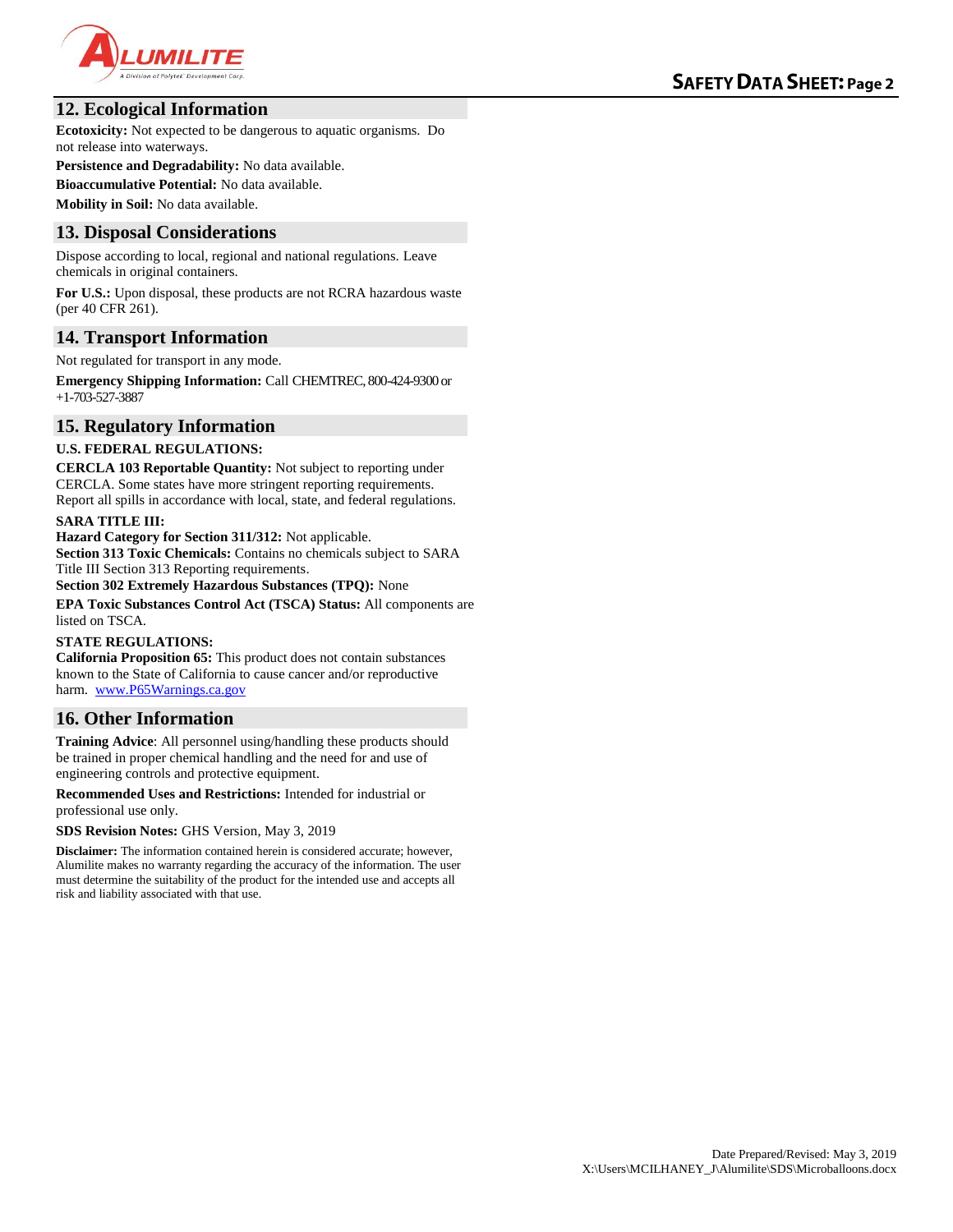## 12. Ecological Information

**Ecotoxicity:** Not expected to be dangerous to aquatic organisms. Do not release into waterways.

**Persistence and Degradability:** No data available.

**Bioaccumulative Potential:** No data available.

**Mobility in Soil:** No data available.

## 13. Disposal Considerations

Dispose according to local, regional and national regulations. Leave chemicals in original containers.

**For U.S.:** Upon disposal, these products are not RCRA hazardous waste (per 40 CFR 261).

## 14. Transport Information

Not regulated for transport in any mode.

**Emergency Shipping Information:** Call CHEMTREC, 800-424-9300 or +1-703-527-3887

## 15. Regulatory Information

**U.S. FEDERAL REGULATIONS:**

**CERCLA 103 Reportable Quantity:** Not subject to reporting under CERCLA. Some states have more stringent reporting requirements. Report all spills in accordance with local, state, and federal regulations.

**SARA TITLE III:**
**Hazard Category for Section 311/312:** Not applicable.
**Section 313 Toxic Chemicals:** Contains no chemicals subject to SARA Title III Section 313 Reporting requirements.
**Section 302 Extremely Hazardous Substances (TPQ):** None

**EPA Toxic Substances Control Act (TSCA) Status:** All components are listed on TSCA.

**STATE REGULATIONS:**
**California Proposition 65:** This product does not contain substances known to the State of California to cause cancer and/or reproductive harm. www.P65Warnings.ca.gov

## 16. Other Information

**Training Advice**: All personnel using/handling these products should be trained in proper chemical handling and the need for and use of engineering controls and protective equipment.

**Recommended Uses and Restrictions:** Intended for industrial or professional use only.

**SDS Revision Notes:** GHS Version, May 3, 2019

**Disclaimer:** The information contained herein is considered accurate; however, Alumilite makes no warranty regarding the accuracy of the information. The user must determine the suitability of the product for the intended use and accepts all risk and liability associated with that use.

Date Prepared/Revised: May 3, 2019
X:\Users\MCILHANEY_J\Alumilite\SDS\Microballoons.docx